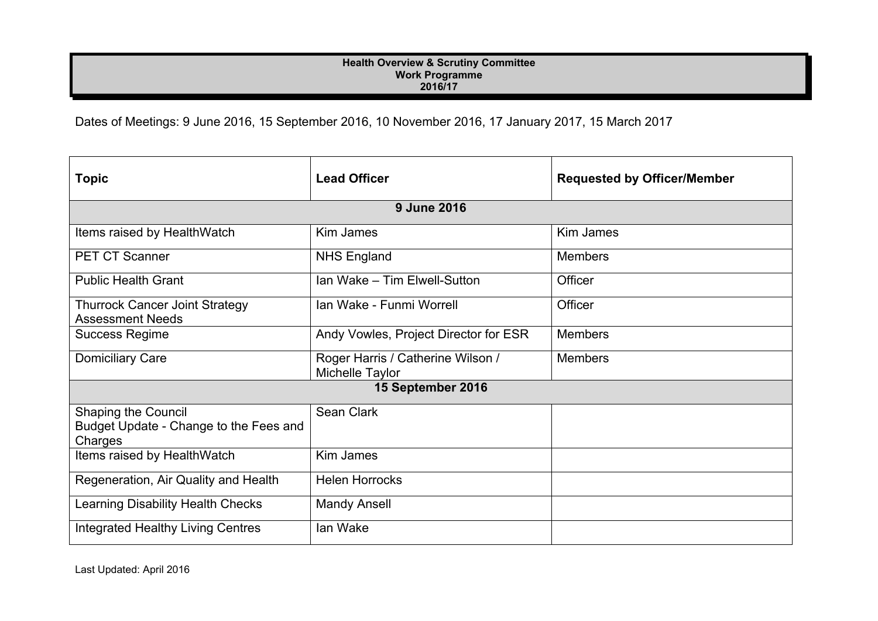# Health Overview & Scrutiny Committee
## Work Programme
## 2016/17

Dates of Meetings: 9 June 2016, 15 September 2016, 10 November 2016, 17 January 2017, 15 March 2017

| Topic | Lead Officer | Requested by Officer/Member |
| --- | --- | --- |
| **9 June 2016** | | |
| Items raised by HealthWatch | Kim James | Kim James |
| PET CT Scanner | NHS England | Members |
| Public Health Grant | Ian Wake – Tim Elwell-Sutton | Officer |
| Thurrock Cancer Joint Strategy Assessment Needs | Ian Wake - Funmi Worrell | Officer |
| Success Regime | Andy Vowles, Project Director for ESR | Members |
| Domiciliary Care | Roger Harris / Catherine Wilson / Michelle Taylor | Members |
| **15 September 2016** | | |
| Shaping the Council<br>Budget Update - Change to the Fees and Charges | Sean Clark | |
| Items raised by HealthWatch | Kim James | |
| Regeneration, Air Quality and Health | Helen Horrocks | |
| Learning Disability Health Checks | Mandy Ansell | |
| Integrated Healthy Living Centres | Ian Wake | |

Last Updated: April 2016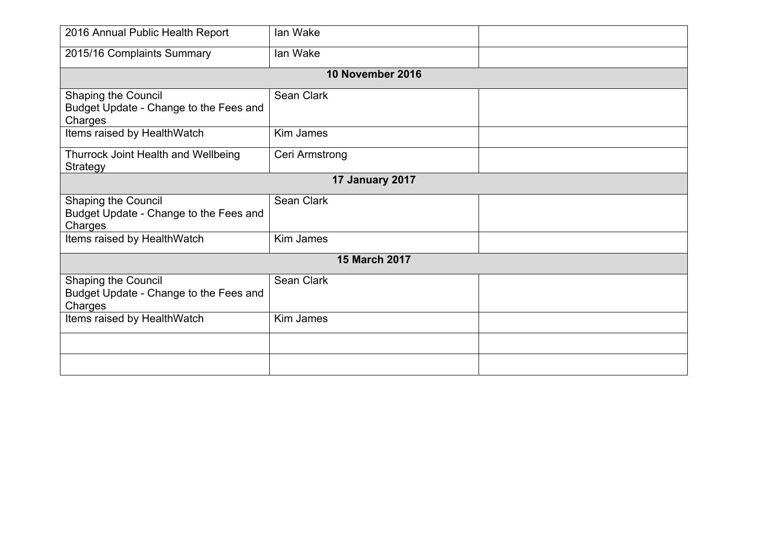| | | |
|---|---|---|
| 2016 Annual Public Health Report | Ian Wake | |
| 2015/16 Complaints Summary | Ian Wake | |
| **10 November 2016** | | |
| Shaping the Council<br>Budget Update - Change to the Fees and Charges | Sean Clark | |
| Items raised by HealthWatch | Kim James | |
| Thurrock Joint Health and Wellbeing Strategy | Ceri Armstrong | |
| **17 January 2017** | | |
| Shaping the Council<br>Budget Update - Change to the Fees and Charges | Sean Clark | |
| Items raised by HealthWatch | Kim James | |
| **15 March 2017** | | |
| Shaping the Council<br>Budget Update - Change to the Fees and Charges | Sean Clark | |
| Items raised by HealthWatch | Kim James | |
| | | |
| | | |